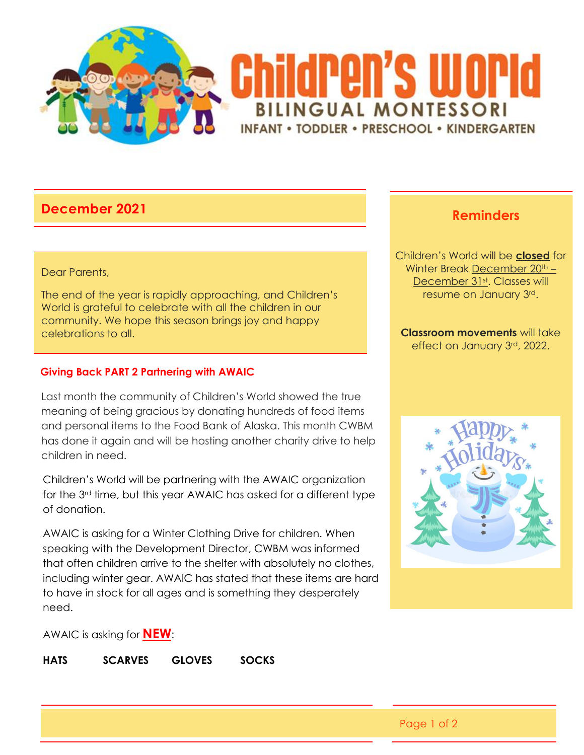# Children's World

**BILINGUAL MONTESSORI**

INFANT • TODDLER • PRESCHOOL • KINDERGARTEN

## December 2021

Dear Parents,

The end of the year is rapidly approaching, and Children's World is grateful to celebrate with all the children in our community. We hope this season brings joy and happy celebrations to all.

### Giving Back PART 2 Partnering with AWAIC

Last month the community of Children's World showed the true meaning of being gracious by donating hundreds of food items and personal items to the Food Bank of Alaska. This month CWBM has done it again and will be hosting another charity drive to help children in need.

Children's World will be partnering with the AWAIC organization for the 3rd time, but this year AWAIC has asked for a different type of donation.

AWAIC is asking for a Winter Clothing Drive for children. When speaking with the Development Director, CWBM was informed that often children arrive to the shelter with absolutely no clothes, including winter gear. AWAIC has stated that these items are hard to have in stock for all ages and is something they desperately need.

AWAIC is asking for **NEW**:

**HATS** **SCARVES** **GLOVES** **SOCKS**

## Reminders

Children's World will be **closed** for Winter Break December 20th – December 31st. Classes will resume on January 3rd.

**Classroom movements** will take effect on January 3rd, 2022.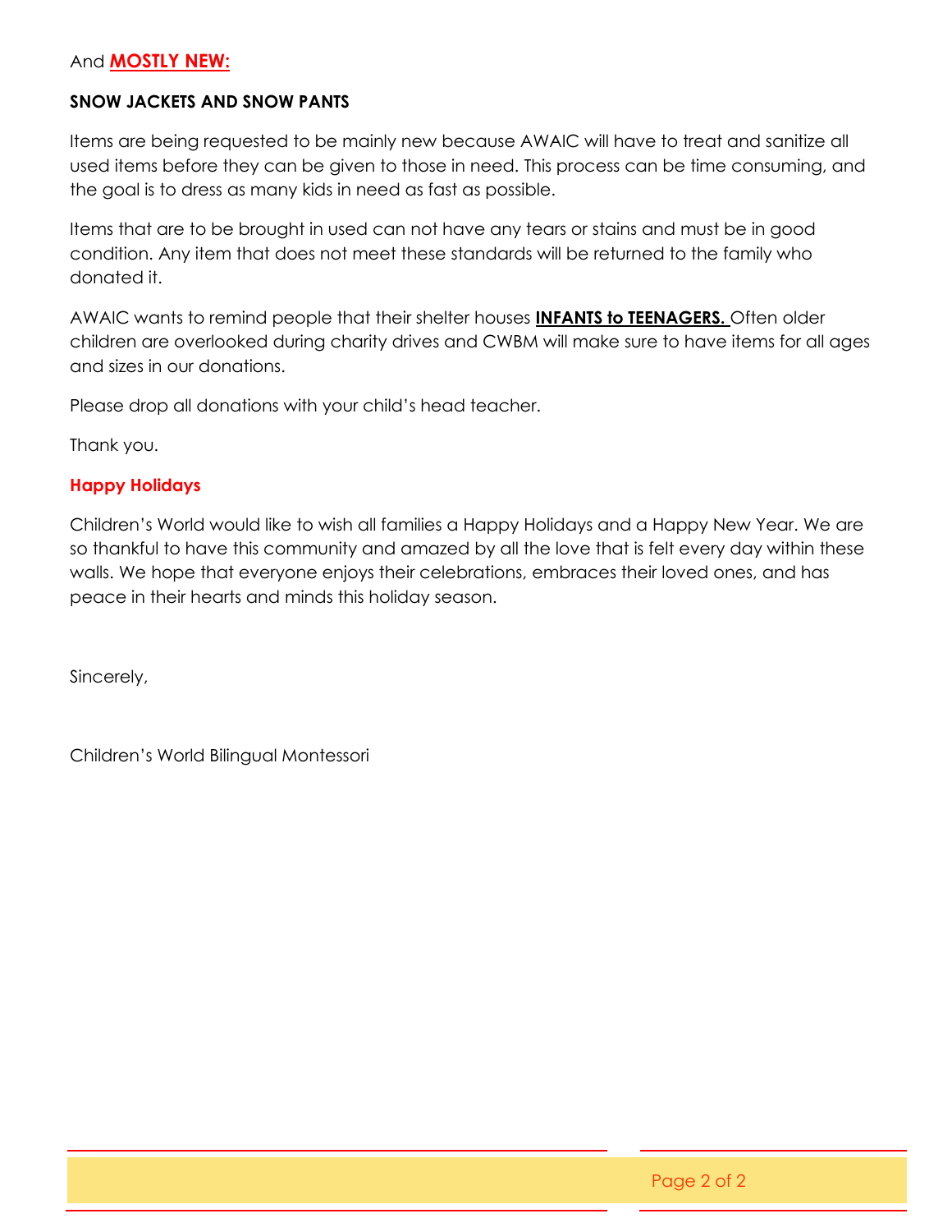And **MOSTLY NEW:**

**SNOW JACKETS AND SNOW PANTS**

Items are being requested to be mainly new because AWAIC will have to treat and sanitize all used items before they can be given to those in need. This process can be time consuming, and the goal is to dress as many kids in need as fast as possible.

Items that are to be brought in used can not have any tears or stains and must be in good condition. Any item that does not meet these standards will be returned to the family who donated it.

AWAIC wants to remind people that their shelter houses **INFANTS to TEENAGERS.** Often older children are overlooked during charity drives and CWBM will make sure to have items for all ages and sizes in our donations.

Please drop all donations with your child's head teacher.

Thank you.

**Happy Holidays**

Children's World would like to wish all families a Happy Holidays and a Happy New Year. We are so thankful to have this community and amazed by all the love that is felt every day within these walls. We hope that everyone enjoys their celebrations, embraces their loved ones, and has peace in their hearts and minds this holiday season.

Sincerely,

Children's World Bilingual Montessori